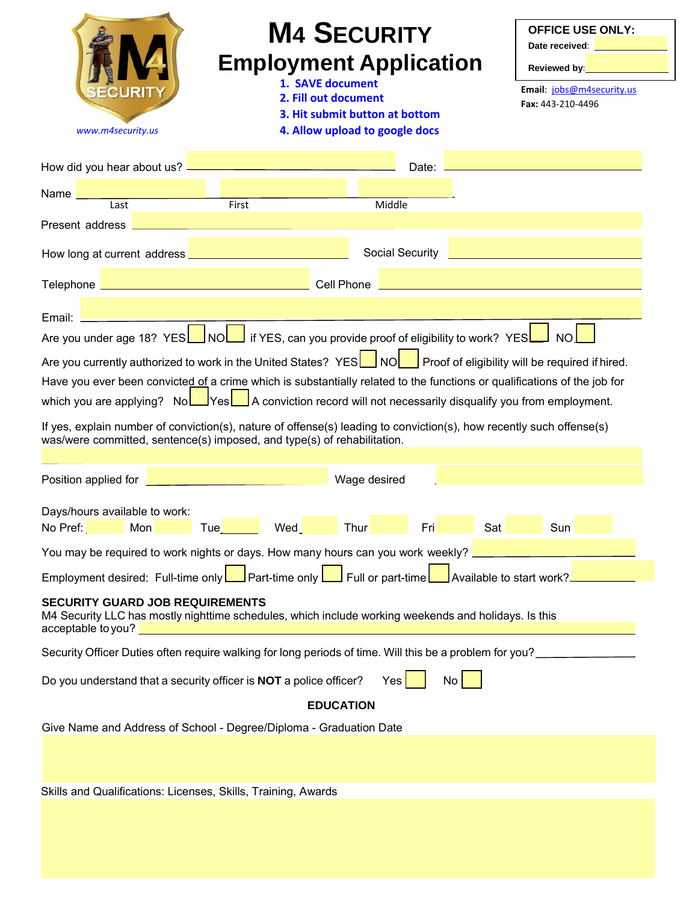# M4 Security
## Employment Application

www.m4security.us

1. **SAVE document**
2. **Fill out document**
3. **Hit submit button at bottom**
4. **Allow upload to google docs**

**OFFICE USE ONLY:**
**Date received:** ____________
**Reviewed by:** ____________

**Email:** jobs@m4security.us
**Fax:** 443-210-4496

How did you hear about us? ______________________ Date: ______________________

Name ______________ ______________ ______________
Last First Middle

Present address ____________________________________________

How long at current address ______________ Social Security ______________

Telephone ______________________ Cell Phone ______________________

Email: ____________________________________________

Are you under age 18? YES ☐ NO ☐ if YES, can you provide proof of eligibility to work? YES ☐ NO ☐

Are you currently authorized to work in the United States? YES ☐ NO ☐ Proof of eligibility will be required if hired.

Have you ever been convicted of a crime which is substantially related to the functions or qualifications of the job for which you are applying? No ☐ Yes ☐ A conviction record will not necessarily disqualify you from employment.

If yes, explain number of conviction(s), nature of offense(s) leading to conviction(s), how recently such offense(s) was/were committed, sentence(s) imposed, and type(s) of rehabilitation.

____________________________________________

Position applied for ______________________ Wage desired ______________________

Days/hours available to work:
No Pref: ______ Mon ______ Tue ______ Wed ______ Thur ______ Fri ______ Sat ______ Sun ______

You may be required to work nights or days. How many hours can you work weekly? ______________

Employment desired: Full-time only ☐ Part-time only ☐ Full or part-time ☐ Available to start work? ______________

**SECURITY GUARD JOB REQUIREMENTS**
M4 Security LLC has mostly nighttime schedules, which include working weekends and holidays. Is this acceptable to you? ____________________________________________

Security Officer Duties often require walking for long periods of time. Will this be a problem for you? ______________

Do you understand that a security officer is **NOT** a police officer? Yes ☐ No ☐

**EDUCATION**

Give Name and Address of School - Degree/Diploma - Graduation Date

____________________________________________

Skills and Qualifications: Licenses, Skills, Training, Awards

____________________________________________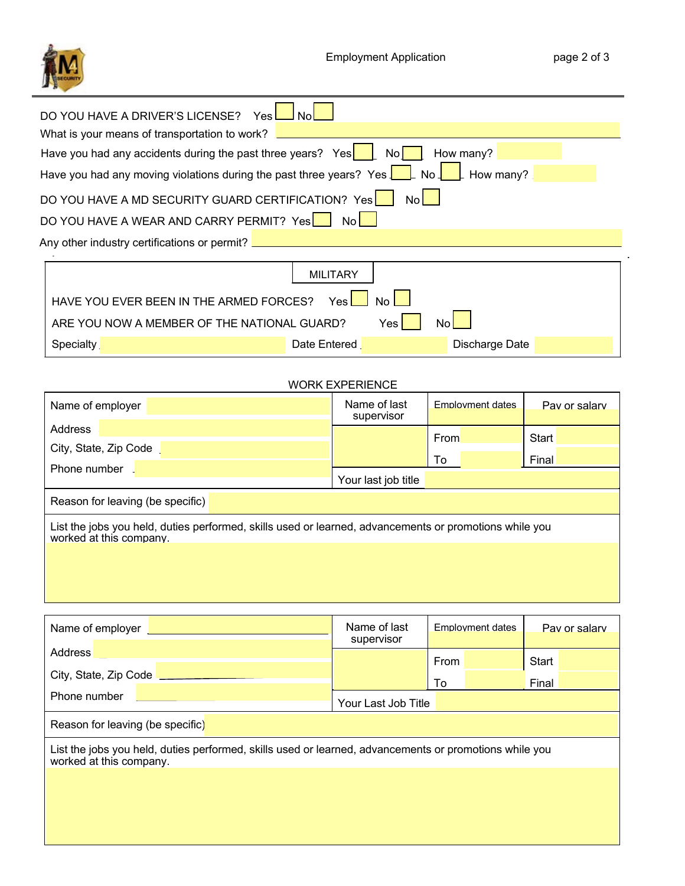DO YOU HAVE A DRIVER'S LICENSE? Yes ☐ No ☐

What is your means of transportation to work? ______________________

Have you had any accidents during the past three years? Yes ☐ No ☐ How many? ______

Have you had any moving violations during the past three years? Yes ☐ No ☐ How many? ______

DO YOU HAVE A MD SECURITY GUARD CERTIFICATION? Yes ☐ No ☐

DO YOU HAVE A WEAR AND CARRY PERMIT? Yes ☐ No ☐

Any other industry certifications or permit? ______________________

## MILITARY

HAVE YOU EVER BEEN IN THE ARMED FORCES? Yes ☐ No ☐

ARE YOU NOW A MEMBER OF THE NATIONAL GUARD? Yes ☐ No ☐

Specialty ______________ Date Entered ______________ Discharge Date ______________

## WORK EXPERIENCE

| Name of employer | Name of last supervisor | Employment dates | Pay or salary |
|---|---|---|---|
| Address | | From | Start |
| City, State, Zip Code | | To | Final |
| Phone number | Your last job title | | |
| Reason for leaving (be specific) | | | |

List the jobs you held, duties performed, skills used or learned, advancements or promotions while you worked at this company.

| Name of employer | Name of last supervisor | Employment dates | Pay or salary |
|---|---|---|---|
| Address | | From | Start |
| City, State, Zip Code | | To | Final |
| Phone number | Your Last Job Title | | |
| Reason for leaving (be specific) | | | |

List the jobs you held, duties performed, skills used or learned, advancements or promotions while you worked at this company.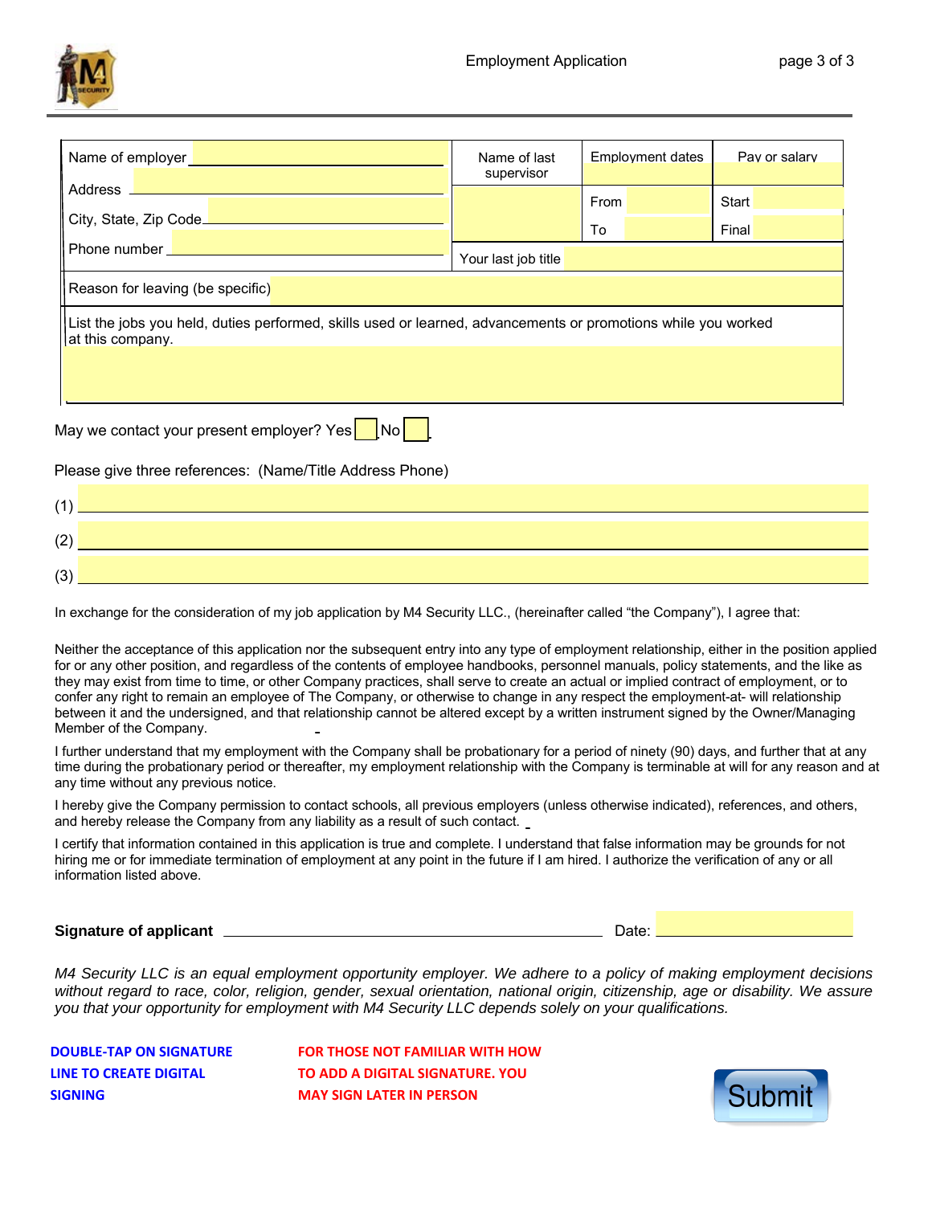| | | | |
|---|---|---|---|
| Name of employer ___ <br> Address ___ <br> City, State, Zip Code ___ <br> Phone number ___ | Name of last supervisor | Employment dates <br> From <br> To | Pay or salary <br> Start <br> Final |
| | | Your last job title | |
| Reason for leaving (be specific) | | | |
| List the jobs you held, duties performed, skills used or learned, advancements or promotions while you worked at this company. | | | |

May we contact your present employer? Yes ☐ No ☐

Please give three references: (Name/Title Address Phone)

(1) ___

(2) ___

(3) ___

In exchange for the consideration of my job application by M4 Security LLC., (hereinafter called "the Company"), I agree that:

Neither the acceptance of this application nor the subsequent entry into any type of employment relationship, either in the position applied for or any other position, and regardless of the contents of employee handbooks, personnel manuals, policy statements, and the like as they may exist from time to time, or other Company practices, shall serve to create an actual or implied contract of employment, or to confer any right to remain an employee of The Company, or otherwise to change in any respect the employment-at- will relationship between it and the undersigned, and that relationship cannot be altered except by a written instrument signed by the Owner/Managing Member of the Company.

I further understand that my employment with the Company shall be probationary for a period of ninety (90) days, and further that at any time during the probationary period or thereafter, my employment relationship with the Company is terminable at will for any reason and at any time without any previous notice.

I hereby give the Company permission to contact schools, all previous employers (unless otherwise indicated), references, and others, and hereby release the Company from any liability as a result of such contact.

I certify that information contained in this application is true and complete. I understand that false information may be grounds for not hiring me or for immediate termination of employment at any point in the future if I am hired. I authorize the verification of any or all information listed above.

**Signature of applicant** ___ Date: ___

*M4 Security LLC is an equal employment opportunity employer. We adhere to a policy of making employment decisions without regard to race, color, religion, gender, sexual orientation, national origin, citizenship, age or disability. We assure you that your opportunity for employment with M4 Security LLC depends solely on your qualifications.*

**DOUBLE-TAP ON SIGNATURE LINE TO CREATE DIGITAL SIGNING**

**FOR THOSE NOT FAMILIAR WITH HOW TO ADD A DIGITAL SIGNATURE. YOU MAY SIGN LATER IN PERSON**

Submit